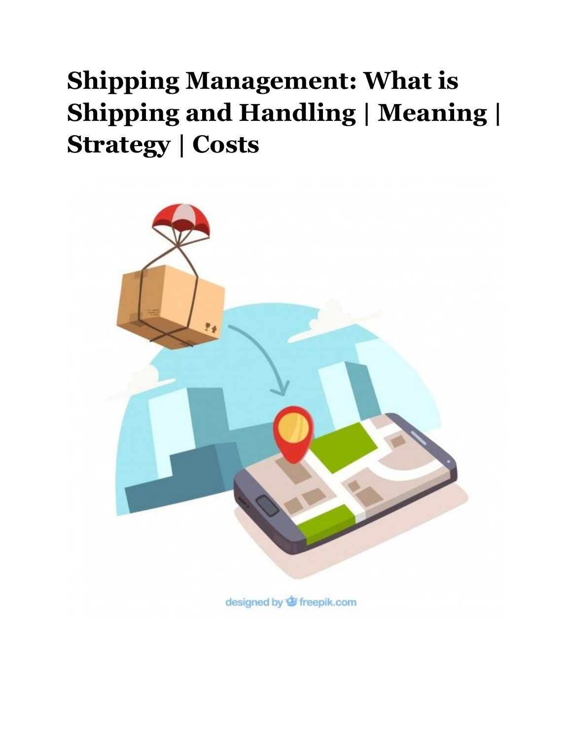# Shipping Management: What is Shipping and Handling | Meaning | Strategy | Costs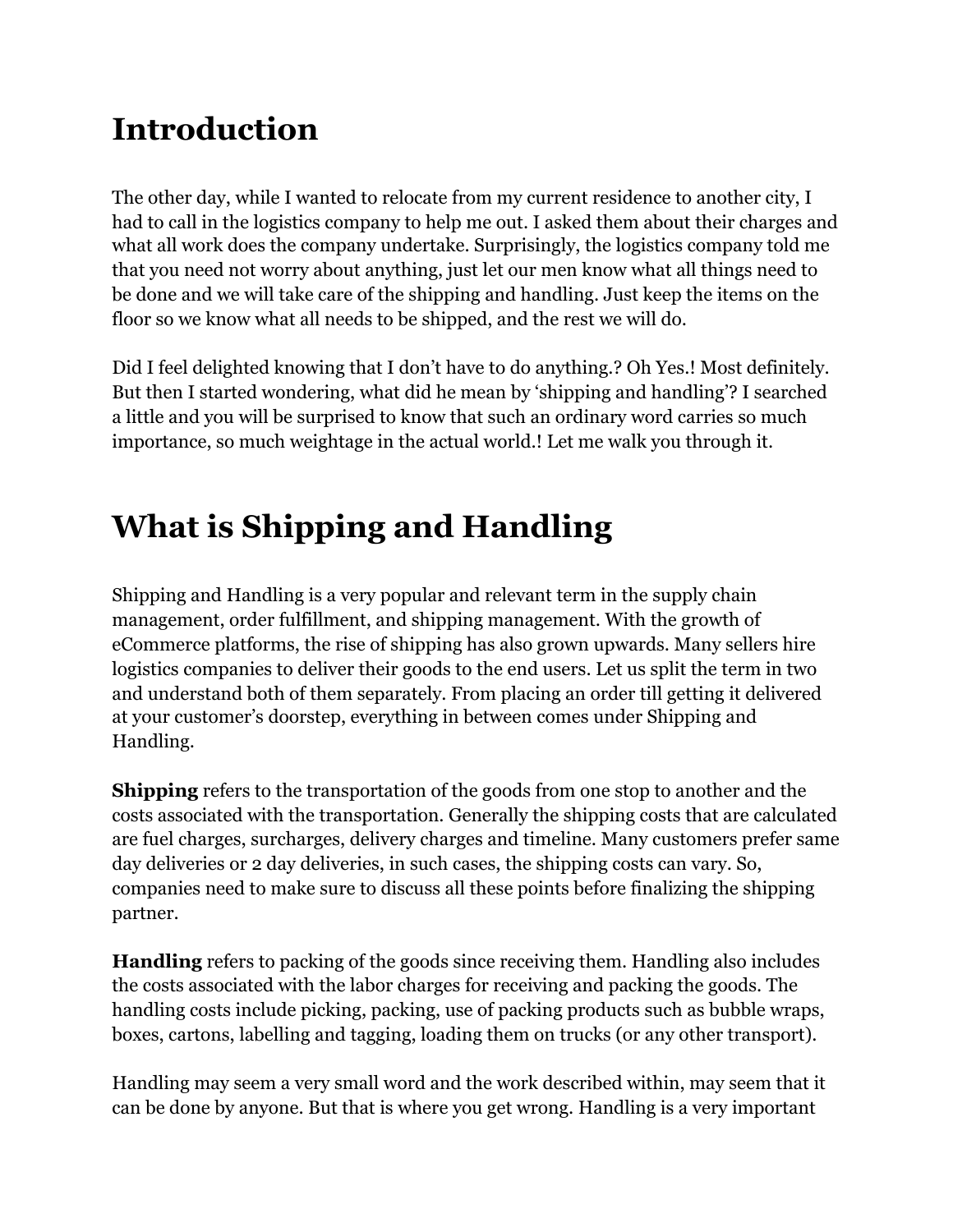# Introduction

The other day, while I wanted to relocate from my current residence to another city, I had to call in the logistics company to help me out. I asked them about their charges and what all work does the company undertake. Surprisingly, the logistics company told me that you need not worry about anything, just let our men know what all things need to be done and we will take care of the shipping and handling. Just keep the items on the floor so we know what all needs to be shipped, and the rest we will do.

Did I feel delighted knowing that I don't have to do anything.? Oh Yes.! Most definitely. But then I started wondering, what did he mean by 'shipping and handling'? I searched a little and you will be surprised to know that such an ordinary word carries so much importance, so much weightage in the actual world.! Let me walk you through it.

# What is Shipping and Handling

Shipping and Handling is a very popular and relevant term in the supply chain management, order fulfillment, and shipping management. With the growth of eCommerce platforms, the rise of shipping has also grown upwards. Many sellers hire logistics companies to deliver their goods to the end users. Let us split the term in two and understand both of them separately. From placing an order till getting it delivered at your customer's doorstep, everything in between comes under Shipping and Handling.

**Shipping** refers to the transportation of the goods from one stop to another and the costs associated with the transportation. Generally the shipping costs that are calculated are fuel charges, surcharges, delivery charges and timeline. Many customers prefer same day deliveries or 2 day deliveries, in such cases, the shipping costs can vary. So, companies need to make sure to discuss all these points before finalizing the shipping partner.

**Handling** refers to packing of the goods since receiving them. Handling also includes the costs associated with the labor charges for receiving and packing the goods. The handling costs include picking, packing, use of packing products such as bubble wraps, boxes, cartons, labelling and tagging, loading them on trucks (or any other transport).

Handling may seem a very small word and the work described within, may seem that it can be done by anyone. But that is where you get wrong. Handling is a very important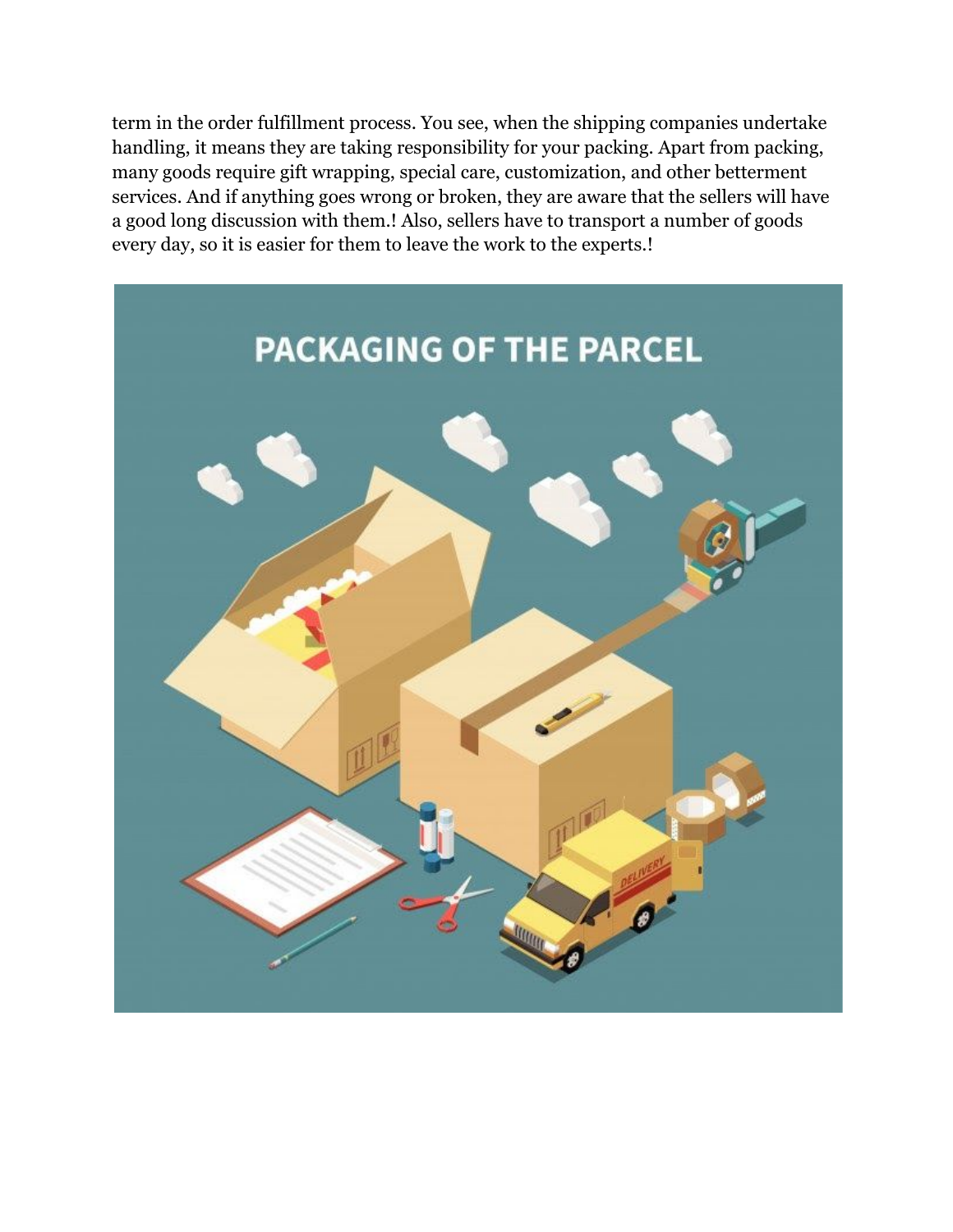term in the order fulfillment process. You see, when the shipping companies undertake handling, it means they are taking responsibility for your packing. Apart from packing, many goods require gift wrapping, special care, customization, and other betterment services. And if anything goes wrong or broken, they are aware that the sellers will have a good long discussion with them.! Also, sellers have to transport a number of goods every day, so it is easier for them to leave the work to the experts.!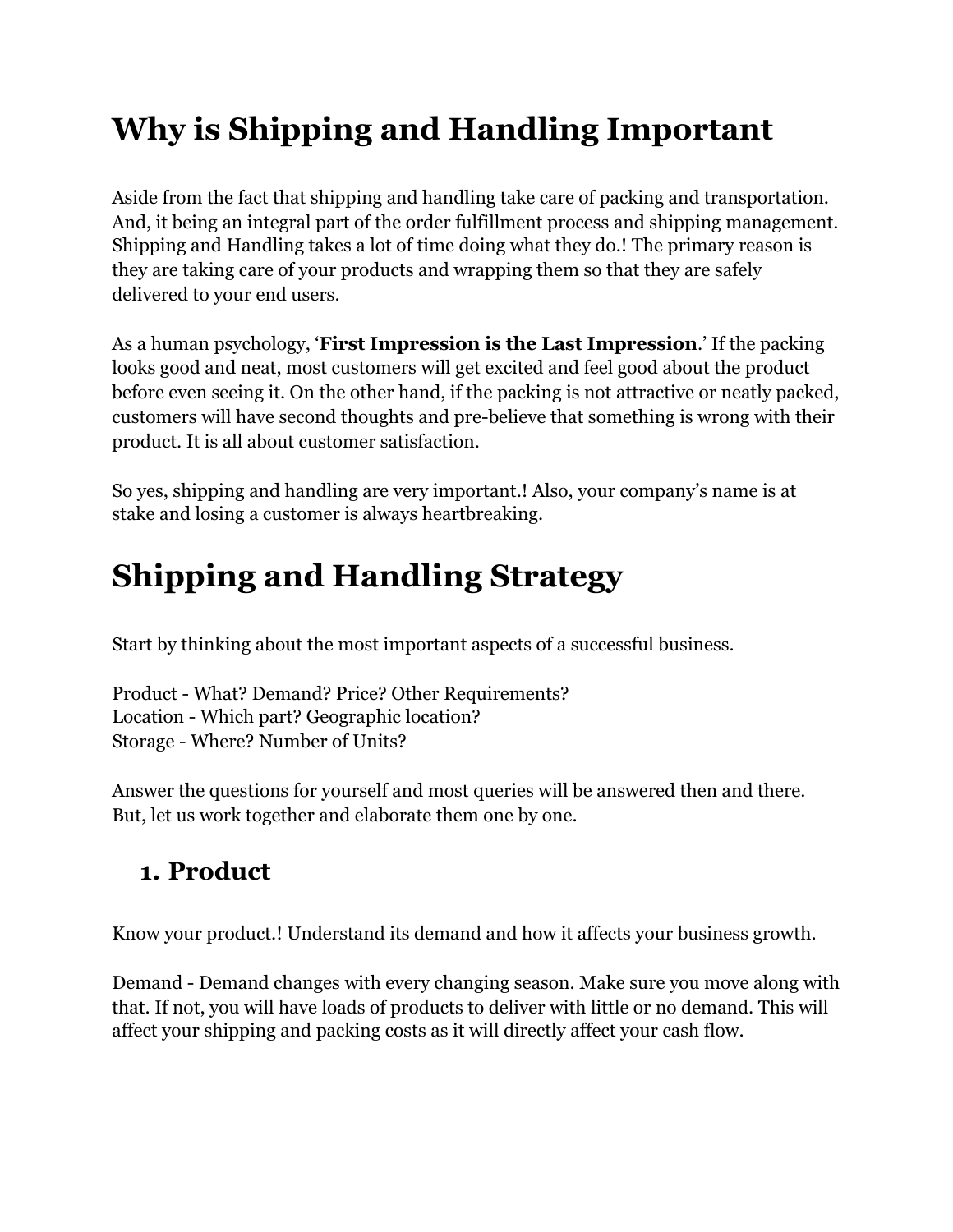# Why is Shipping and Handling Important

Aside from the fact that shipping and handling take care of packing and transportation. And, it being an integral part of the order fulfillment process and shipping management. Shipping and Handling takes a lot of time doing what they do.! The primary reason is they are taking care of your products and wrapping them so that they are safely delivered to your end users.

As a human psychology, '**First Impression is the Last Impression**.' If the packing looks good and neat, most customers will get excited and feel good about the product before even seeing it. On the other hand, if the packing is not attractive or neatly packed, customers will have second thoughts and pre-believe that something is wrong with their product. It is all about customer satisfaction.

So yes, shipping and handling are very important.! Also, your company's name is at stake and losing a customer is always heartbreaking.

# Shipping and Handling Strategy

Start by thinking about the most important aspects of a successful business.

Product - What? Demand? Price? Other Requirements?
Location - Which part? Geographic location?
Storage - Where? Number of Units?

Answer the questions for yourself and most queries will be answered then and there. But, let us work together and elaborate them one by one.

## 1. Product

Know your product.! Understand its demand and how it affects your business growth.

Demand - Demand changes with every changing season. Make sure you move along with that. If not, you will have loads of products to deliver with little or no demand. This will affect your shipping and packing costs as it will directly affect your cash flow.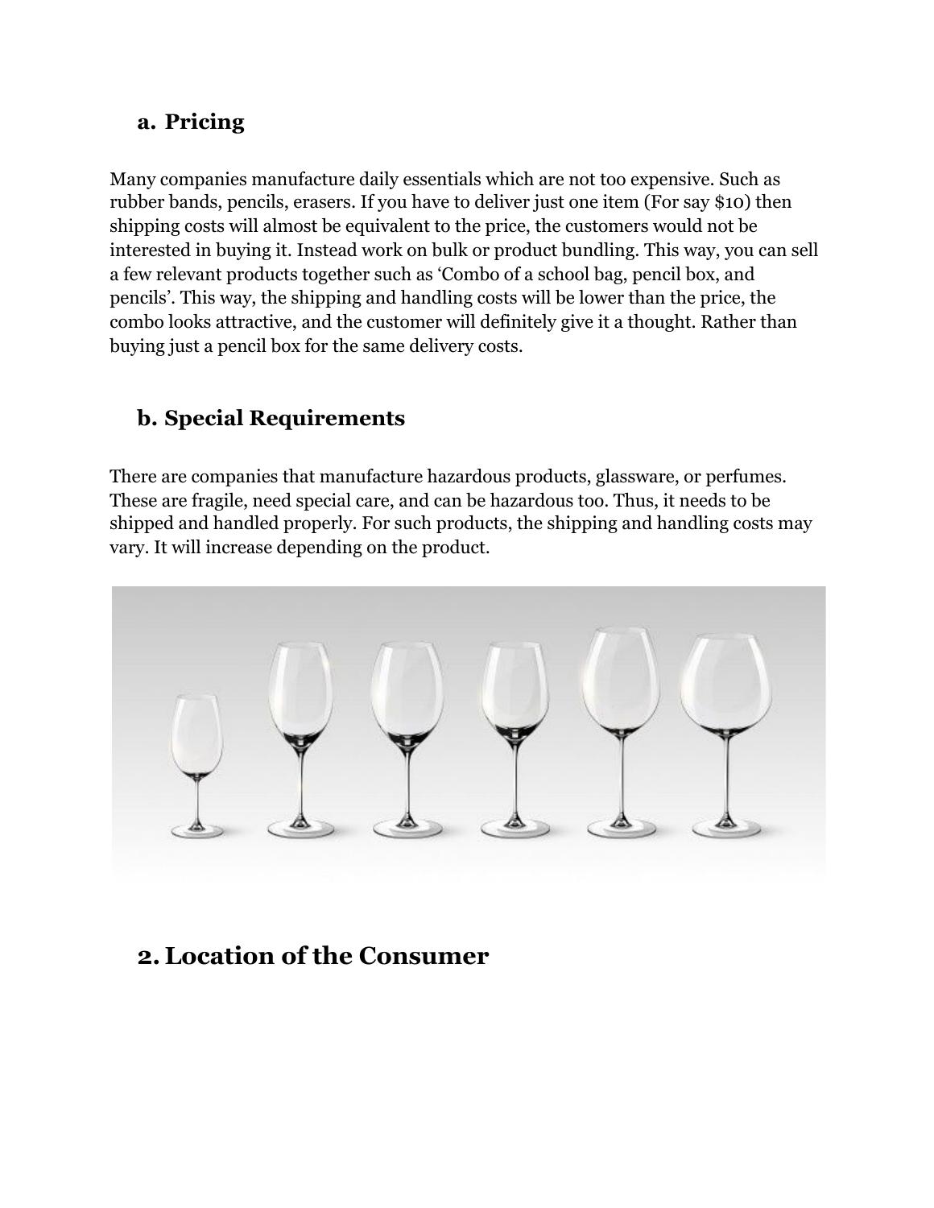### a. Pricing

Many companies manufacture daily essentials which are not too expensive. Such as rubber bands, pencils, erasers. If you have to deliver just one item (For say $10) then shipping costs will almost be equivalent to the price, the customers would not be interested in buying it. Instead work on bulk or product bundling. This way, you can sell a few relevant products together such as 'Combo of a school bag, pencil box, and pencils'. This way, the shipping and handling costs will be lower than the price, the combo looks attractive, and the customer will definitely give it a thought. Rather than buying just a pencil box for the same delivery costs.

### b. Special Requirements

There are companies that manufacture hazardous products, glassware, or perfumes. These are fragile, need special care, and can be hazardous too. Thus, it needs to be shipped and handled properly. For such products, the shipping and handling costs may vary. It will increase depending on the product.

## 2. Location of the Consumer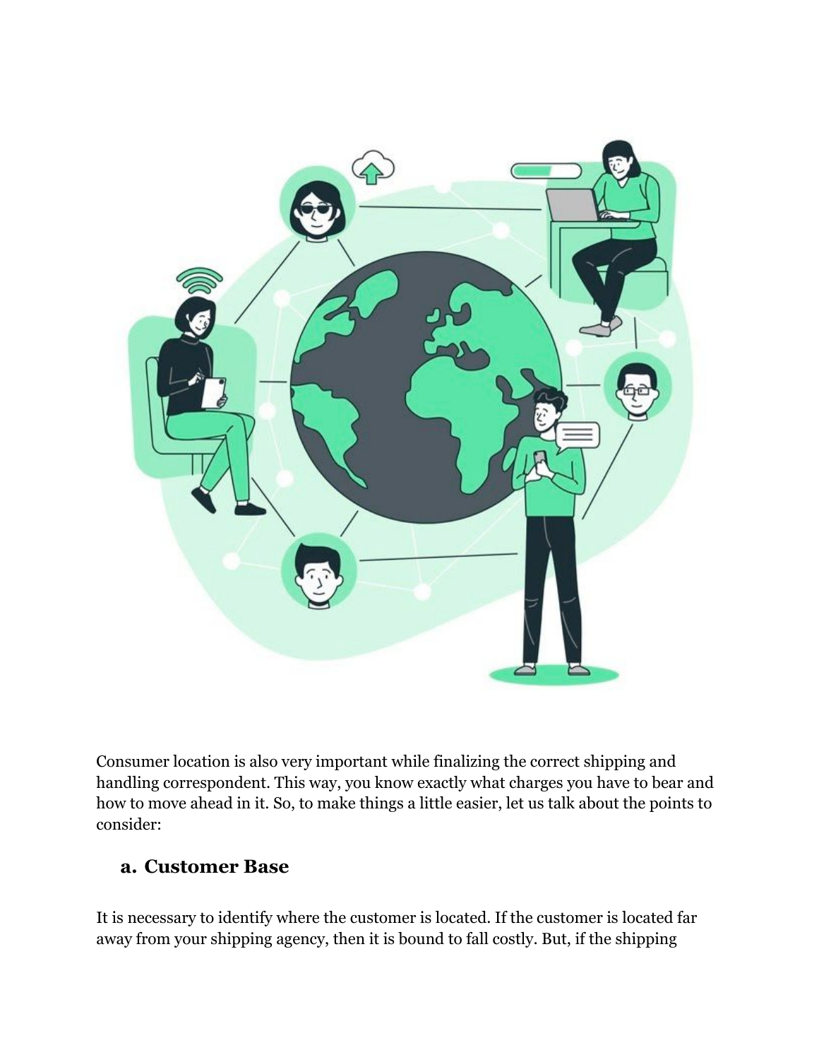Consumer location is also very important while finalizing the correct shipping and handling correspondent. This way, you know exactly what charges you have to bear and how to move ahead in it. So, to make things a little easier, let us talk about the points to consider:

### a. Customer Base

It is necessary to identify where the customer is located. If the customer is located far away from your shipping agency, then it is bound to fall costly. But, if the shipping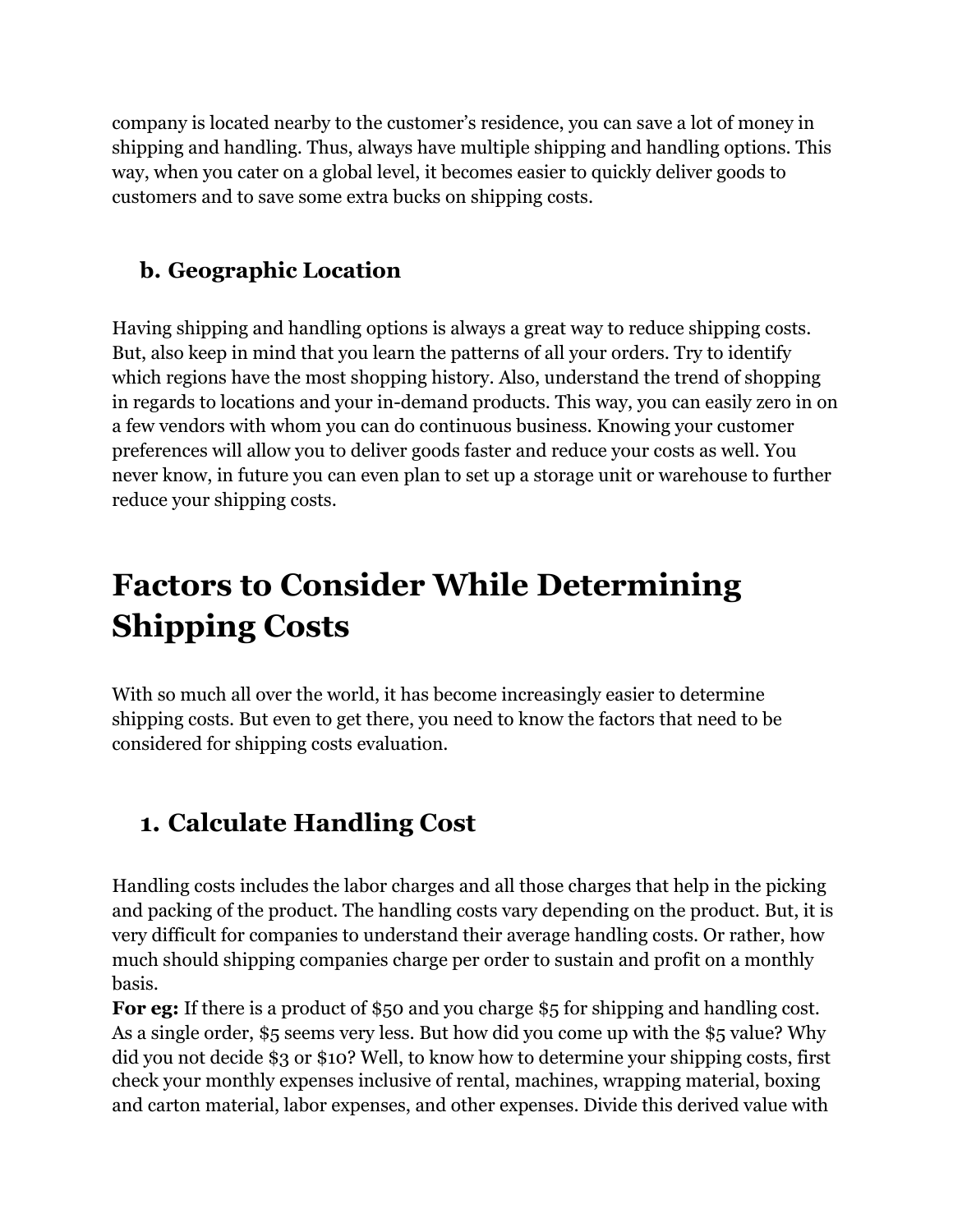company is located nearby to the customer's residence, you can save a lot of money in shipping and handling. Thus, always have multiple shipping and handling options. This way, when you cater on a global level, it becomes easier to quickly deliver goods to customers and to save some extra bucks on shipping costs.

### b. Geographic Location

Having shipping and handling options is always a great way to reduce shipping costs. But, also keep in mind that you learn the patterns of all your orders. Try to identify which regions have the most shopping history. Also, understand the trend of shopping in regards to locations and your in-demand products. This way, you can easily zero in on a few vendors with whom you can do continuous business. Knowing your customer preferences will allow you to deliver goods faster and reduce your costs as well. You never know, in future you can even plan to set up a storage unit or warehouse to further reduce your shipping costs.

# Factors to Consider While Determining Shipping Costs

With so much all over the world, it has become increasingly easier to determine shipping costs. But even to get there, you need to know the factors that need to be considered for shipping costs evaluation.

### 1. Calculate Handling Cost

Handling costs includes the labor charges and all those charges that help in the picking and packing of the product. The handling costs vary depending on the product. But, it is very difficult for companies to understand their average handling costs. Or rather, how much should shipping companies charge per order to sustain and profit on a monthly basis.

**For eg:** If there is a product of $50 and you charge $5 for shipping and handling cost. As a single order, $5 seems very less. But how did you come up with the $5 value? Why did you not decide $3 or $10? Well, to know how to determine your shipping costs, first check your monthly expenses inclusive of rental, machines, wrapping material, boxing and carton material, labor expenses, and other expenses. Divide this derived value with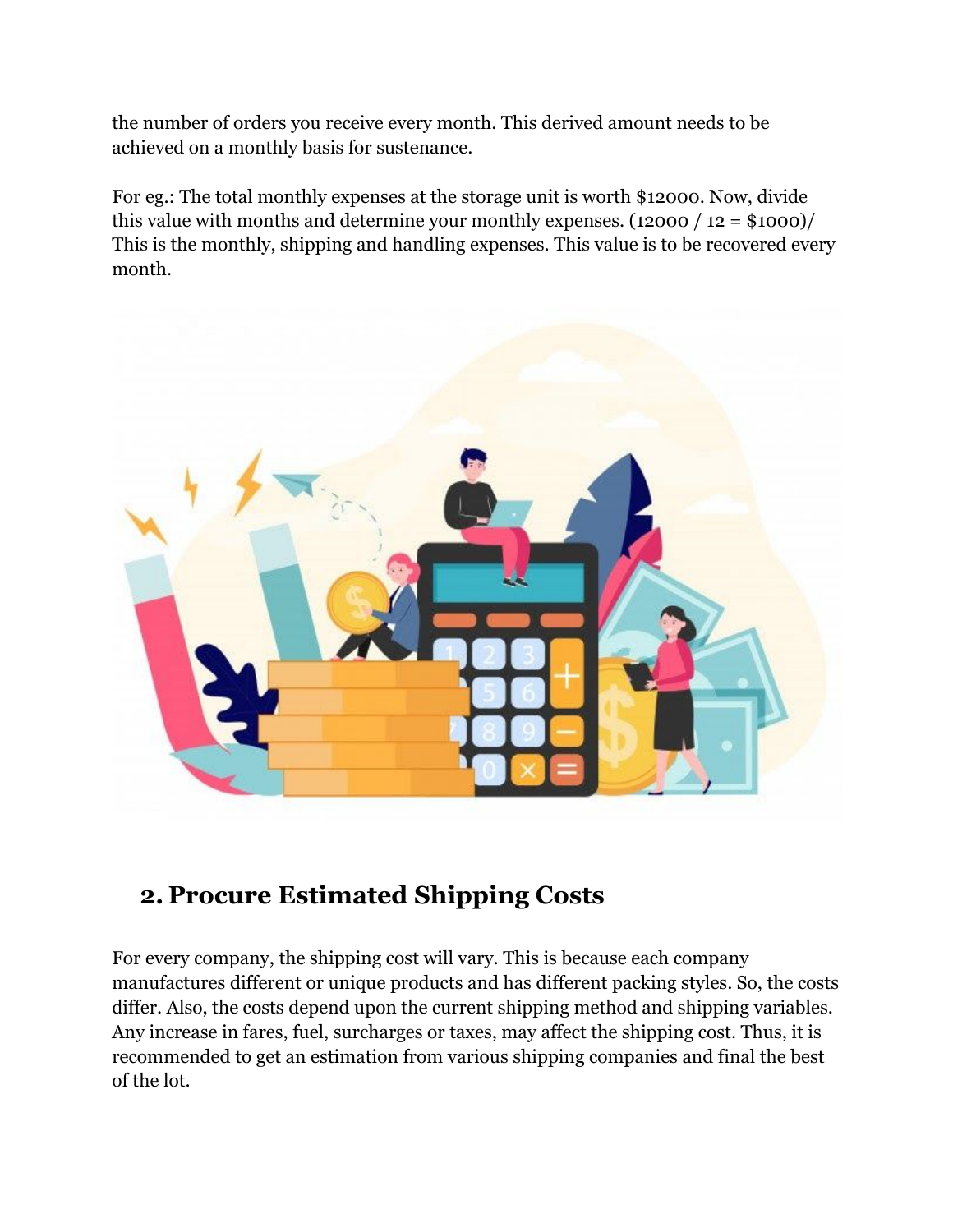the number of orders you receive every month. This derived amount needs to be achieved on a monthly basis for sustenance.

For eg.: The total monthly expenses at the storage unit is worth $12000. Now, divide this value with months and determine your monthly expenses. (12000 / 12 = $1000)/ This is the monthly, shipping and handling expenses. This value is to be recovered every month.

## 2. Procure Estimated Shipping Costs

For every company, the shipping cost will vary. This is because each company manufactures different or unique products and has different packing styles. So, the costs differ. Also, the costs depend upon the current shipping method and shipping variables. Any increase in fares, fuel, surcharges or taxes, may affect the shipping cost. Thus, it is recommended to get an estimation from various shipping companies and final the best of the lot.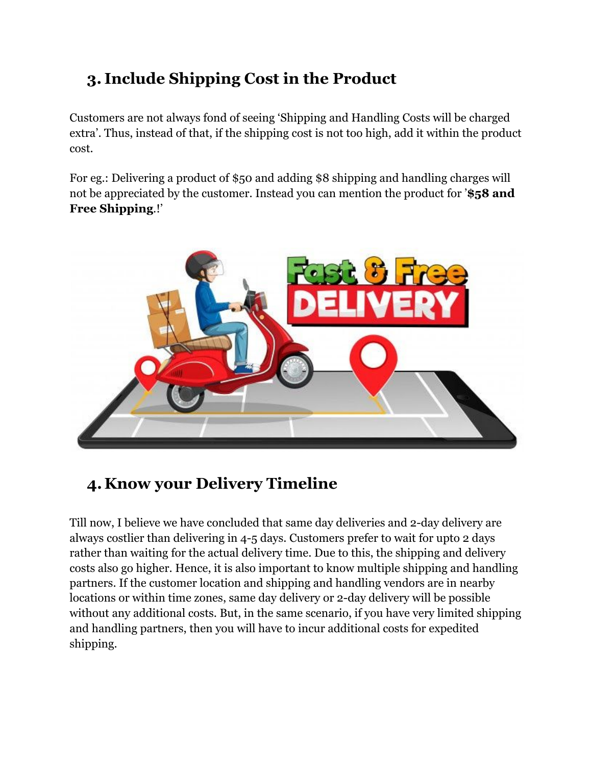## 3. Include Shipping Cost in the Product

Customers are not always fond of seeing 'Shipping and Handling Costs will be charged extra'. Thus, instead of that, if the shipping cost is not too high, add it within the product cost.

For eg.: Delivering a product of $50 and adding $8 shipping and handling charges will not be appreciated by the customer. Instead you can mention the product for '**$58 and Free Shipping**.!'

## 4. Know your Delivery Timeline

Till now, I believe we have concluded that same day deliveries and 2-day delivery are always costlier than delivering in 4-5 days. Customers prefer to wait for upto 2 days rather than waiting for the actual delivery time. Due to this, the shipping and delivery costs also go higher. Hence, it is also important to know multiple shipping and handling partners. If the customer location and shipping and handling vendors are in nearby locations or within time zones, same day delivery or 2-day delivery will be possible without any additional costs. But, in the same scenario, if you have very limited shipping and handling partners, then you will have to incur additional costs for expedited shipping.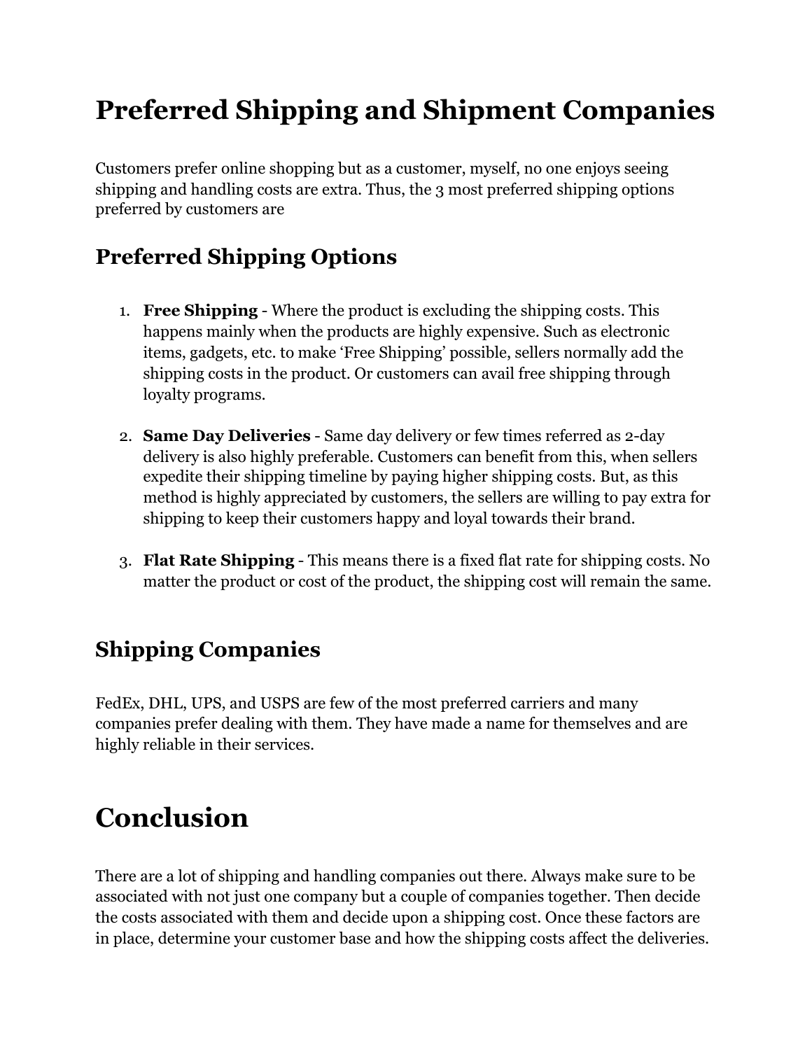# Preferred Shipping and Shipment Companies

Customers prefer online shopping but as a customer, myself, no one enjoys seeing shipping and handling costs are extra. Thus, the 3 most preferred shipping options preferred by customers are

## Preferred Shipping Options

1. **Free Shipping** - Where the product is excluding the shipping costs. This happens mainly when the products are highly expensive. Such as electronic items, gadgets, etc. to make 'Free Shipping' possible, sellers normally add the shipping costs in the product. Or customers can avail free shipping through loyalty programs.

2. **Same Day Deliveries** - Same day delivery or few times referred as 2-day delivery is also highly preferable. Customers can benefit from this, when sellers expedite their shipping timeline by paying higher shipping costs. But, as this method is highly appreciated by customers, the sellers are willing to pay extra for shipping to keep their customers happy and loyal towards their brand.

3. **Flat Rate Shipping** - This means there is a fixed flat rate for shipping costs. No matter the product or cost of the product, the shipping cost will remain the same.

## Shipping Companies

FedEx, DHL, UPS, and USPS are few of the most preferred carriers and many companies prefer dealing with them. They have made a name for themselves and are highly reliable in their services.

# Conclusion

There are a lot of shipping and handling companies out there. Always make sure to be associated with not just one company but a couple of companies together. Then decide the costs associated with them and decide upon a shipping cost. Once these factors are in place, determine your customer base and how the shipping costs affect the deliveries.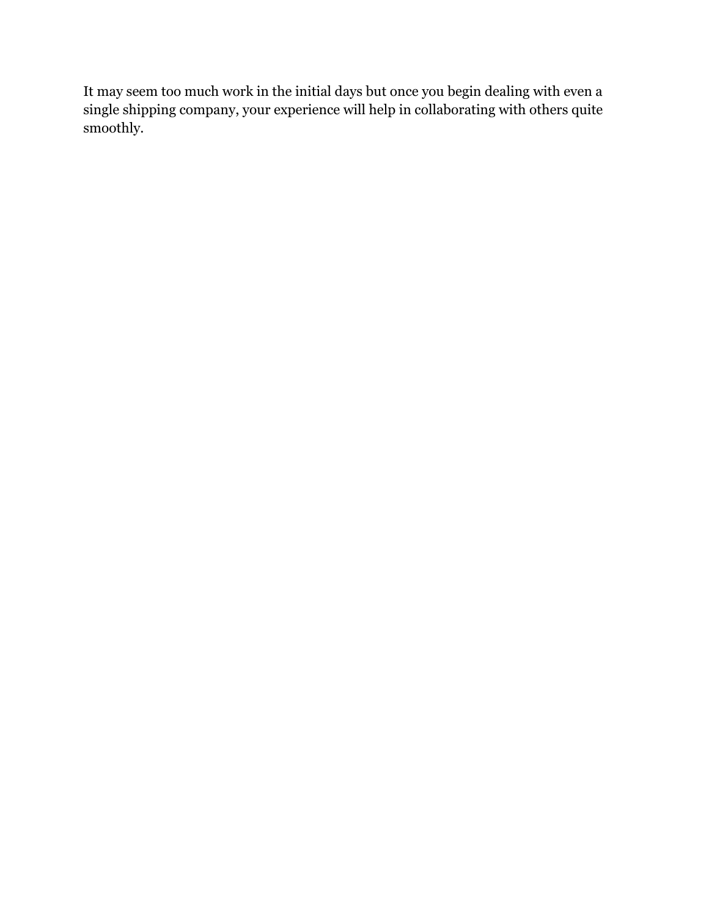It may seem too much work in the initial days but once you begin dealing with even a single shipping company, your experience will help in collaborating with others quite smoothly.